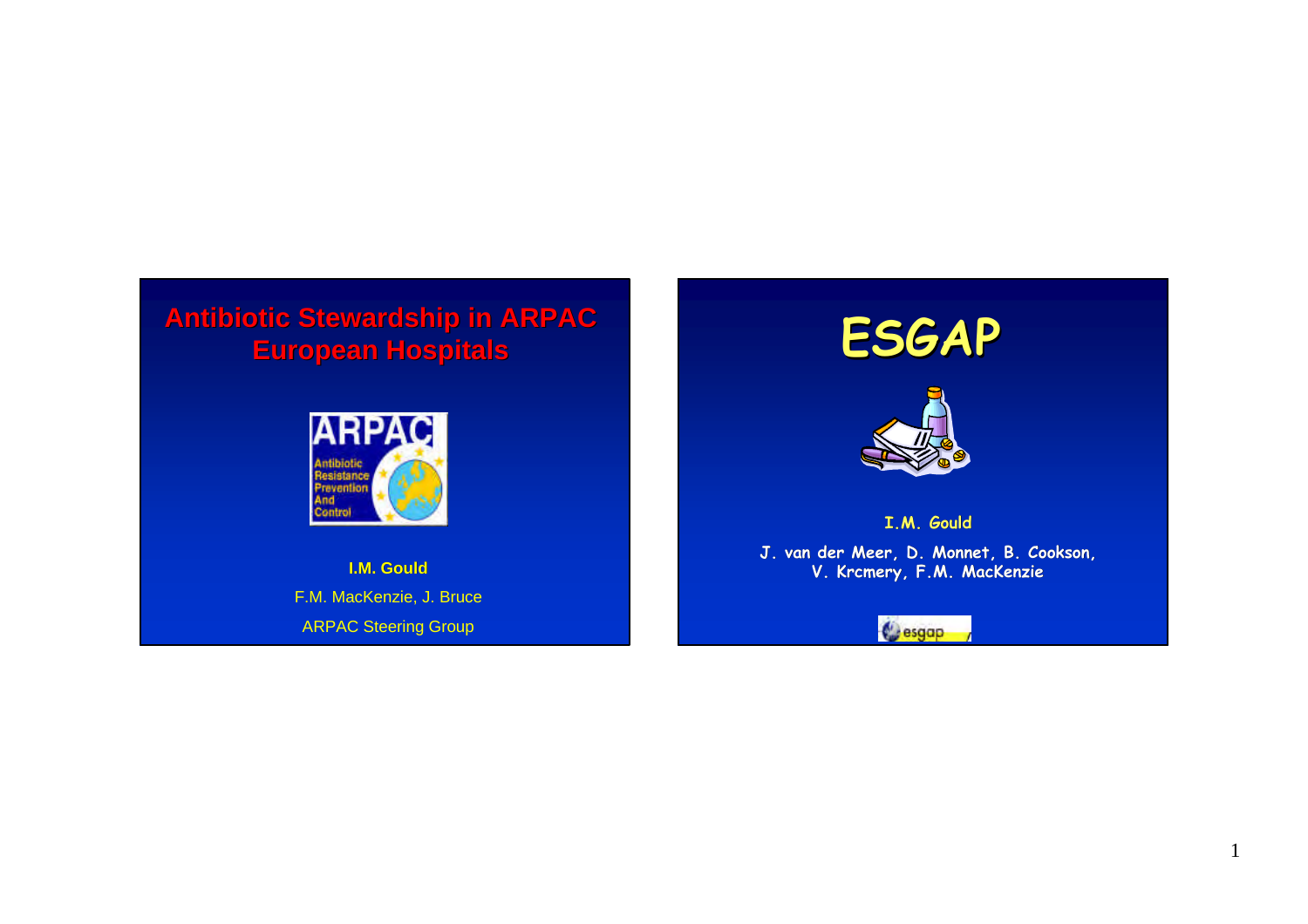# Antibiotic Stewardship in ARPAC European Hospitals

ARPAC
Antibiotic Resistance Prevention And Control

**I.M. Gould**

F.M. MacKenzie, J. Bruce

ARPAC Steering Group

# ESGAP

**I.M. Gould**

J. van der Meer, D. Monnet, B. Cookson, V. Krcmery, F.M. MacKenzie

esgap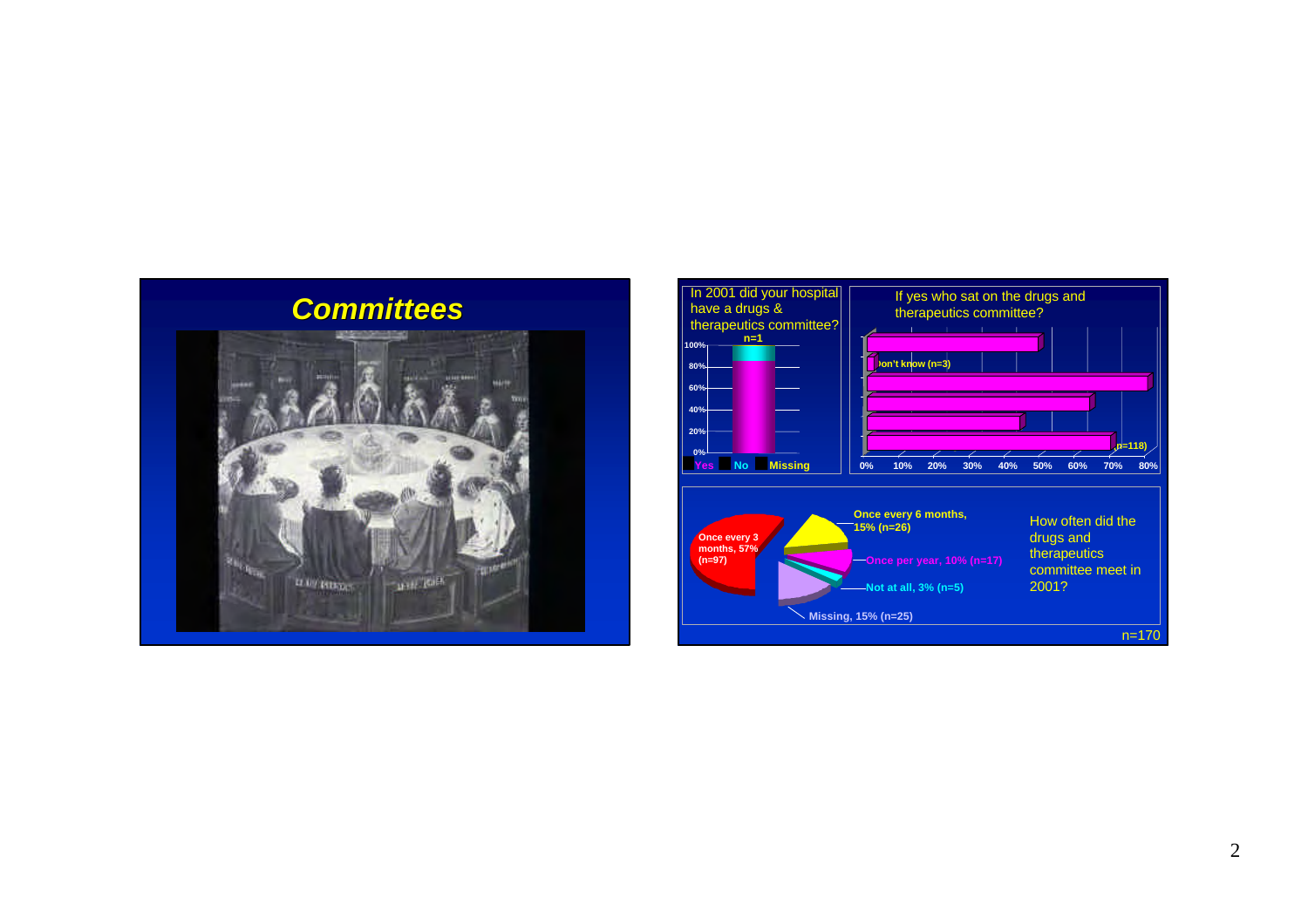## *Committees*

In 2001 did your hospital have a drugs & therapeutics committee?

n=1

100% 80% 60% 40% 20% 0%

Yes No Missing

If yes who sat on the drugs and therapeutics committee?

Don't know (n=3)

(n=118)

0% 10% 20% 30% 40% 50% 60% 70% 80%

How often did the drugs and therapeutics committee meet in 2001?

- Once every 3 months, 57% (n=97)
- Once every 6 months, 15% (n=26)
- Once per year, 10% (n=17)
- Not at all, 3% (n=5)
- Missing, 15% (n=25)

n=170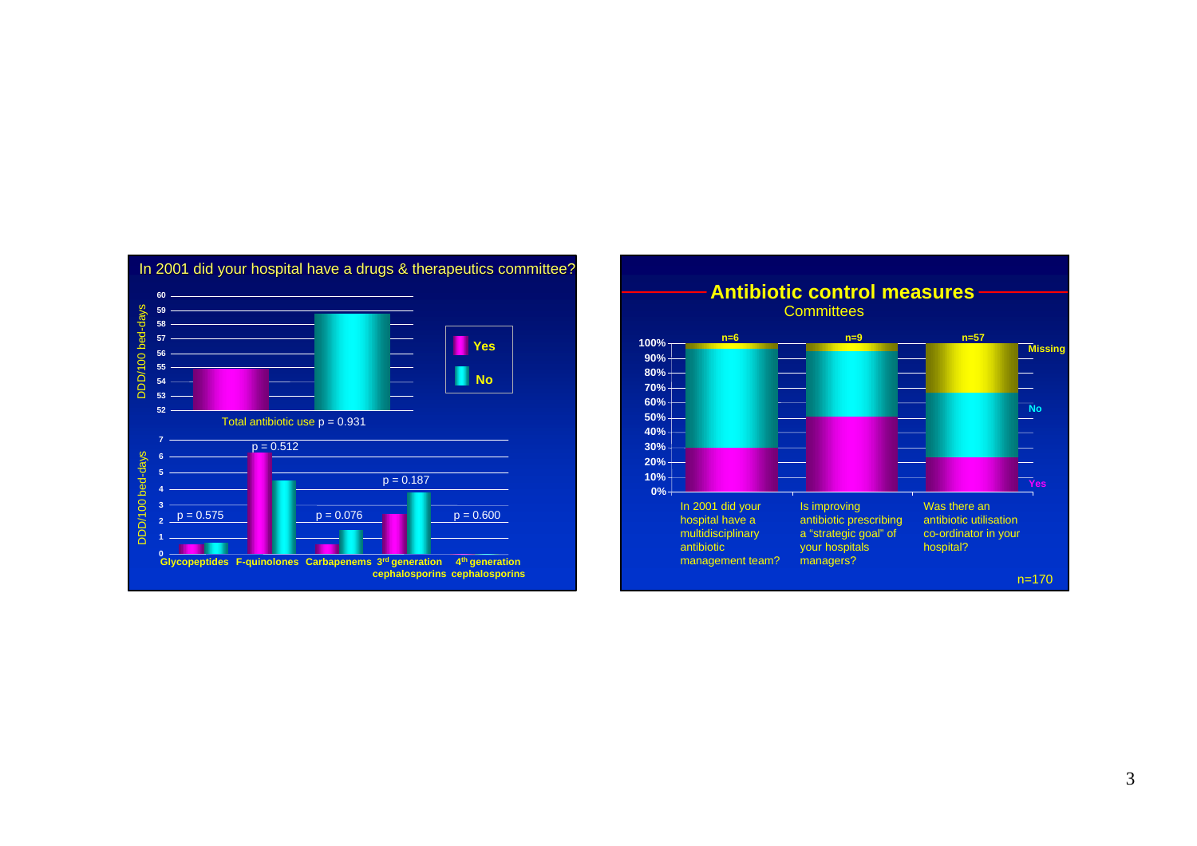## In 2001 did your hospital have a drugs & therapeutics committee?

Total antibiotic use $p = 0.931$

| | Glycopeptides | F-quinolones | Carbapenems | 3rd generation cephalosporins | 4th generation cephalosporins |
|---|---|---|---|---|---|
| p-value | $p = 0.575$ | $p = 0.512$ | $p = 0.076$ | $p = 0.187$ | $p = 0.600$ |

DDD/100 bed-days

Yes / No

## Antibiotic control measures

### Committees

| | In 2001 did your hospital have a multidisciplinary antibiotic management team? | Is improving antibiotic prescribing a "strategic goal" of your hospitals managers? | Was there an antibiotic utilisation co-ordinator in your hospital? |
|---|---|---|---|
| Missing | n=6 | n=9 | n=57 |

Yes / No / Missing

n=170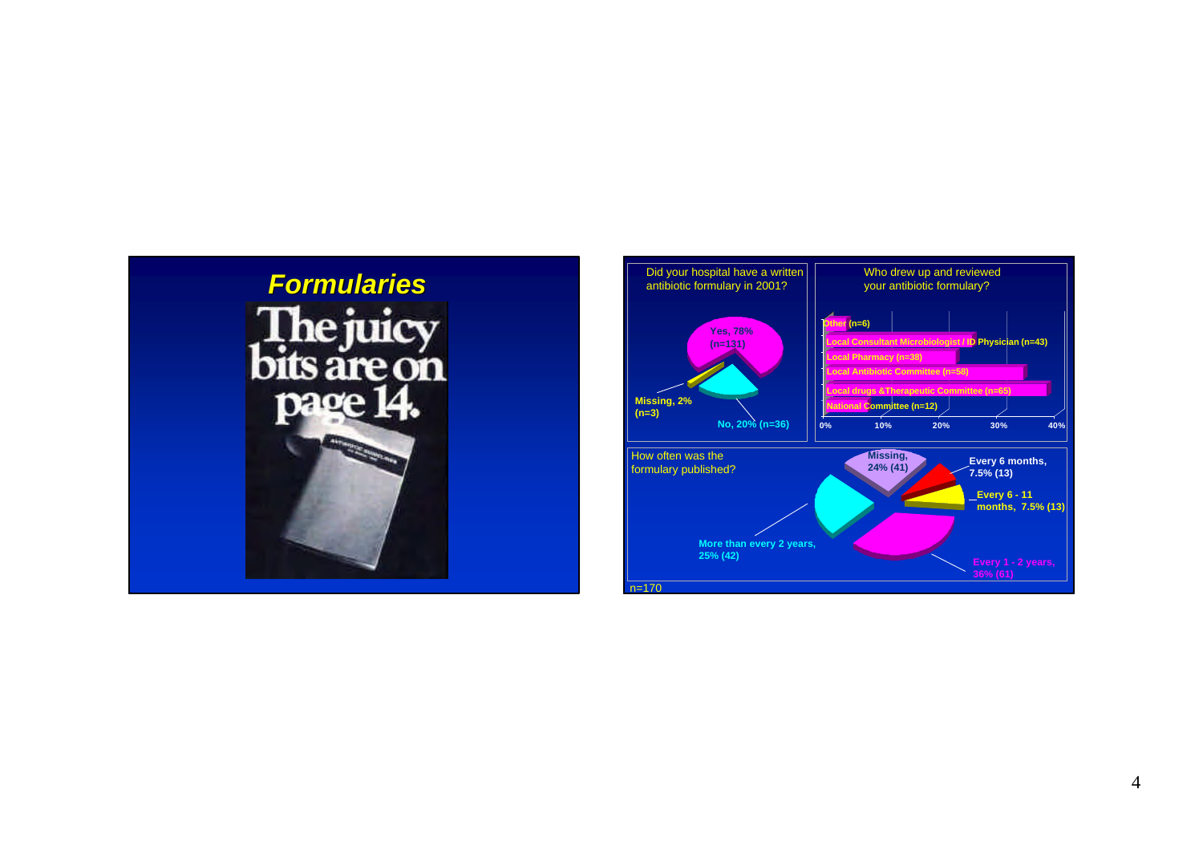## Formularies

The juicy bits are on page 14.

Did your hospital have a written antibiotic formulary in 2001?

- Yes, 78% (n=131)
- No, 20% (n=36)
- Missing, 2% (n=3)

Who drew up and reviewed your antibiotic formulary?

- Other (n=6)
- Local Consultant Microbiologist / ID Physician (n=43)
- Local Pharmacy (n=38)
- Local Antibiotic Committee (n=58)
- Local drugs &Therapeutic Committee (n=65)
- National Committee (n=12)

0% 10% 20% 30% 40%

How often was the formulary published?

- Missing, 24% (41)
- Every 6 months, 7.5% (13)
- Every 6 - 11 months, 7.5% (13)
- Every 1 - 2 years, 36% (61)
- More than every 2 years, 25% (42)

n=170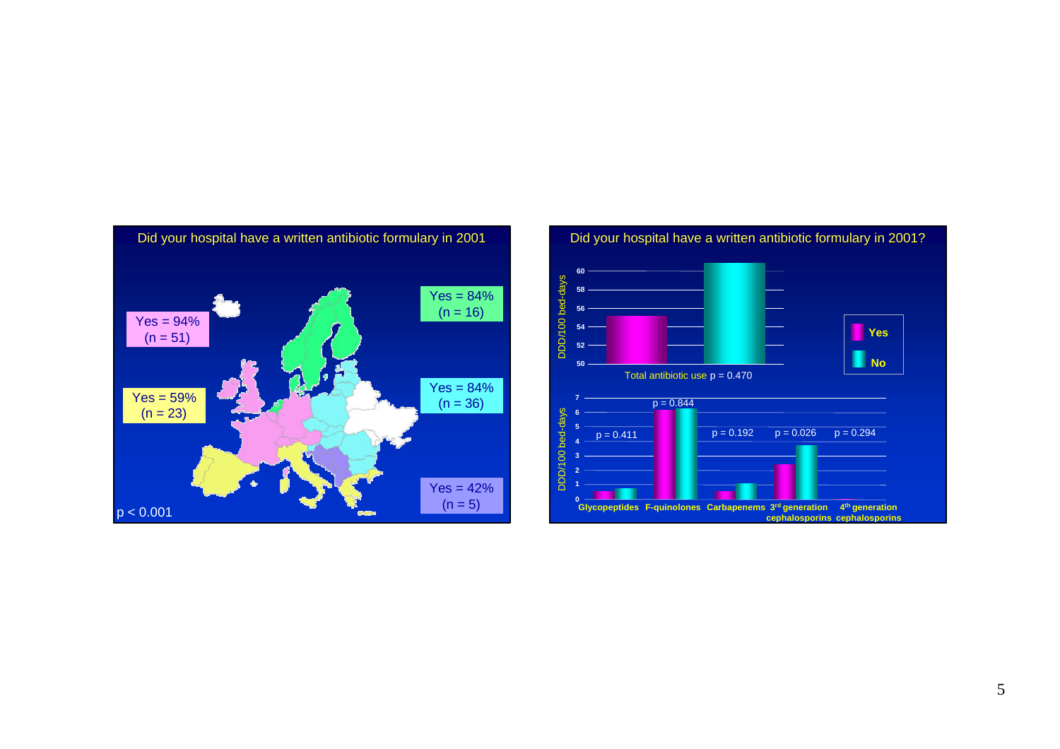## Did your hospital have a written antibiotic formulary in 2001

Yes = 94% (n = 51)

Yes = 84% (n = 16)

Yes = 59% (n = 23)

Yes = 84% (n = 36)

Yes = 42% (n = 5)

$p < 0.001$

## Did your hospital have a written antibiotic formulary in 2001?

DDD/100 bed-days

Total antibiotic use $p = 0.470$

Legend: Yes, No

| | Glycopeptides | F-quinolones | Carbapenems | 3rd generation cephalosporins | 4th generation cephalosporins |
|---|---|---|---|---|---|
| p | 0.411 | 0.844 | 0.192 | 0.026 | 0.294 |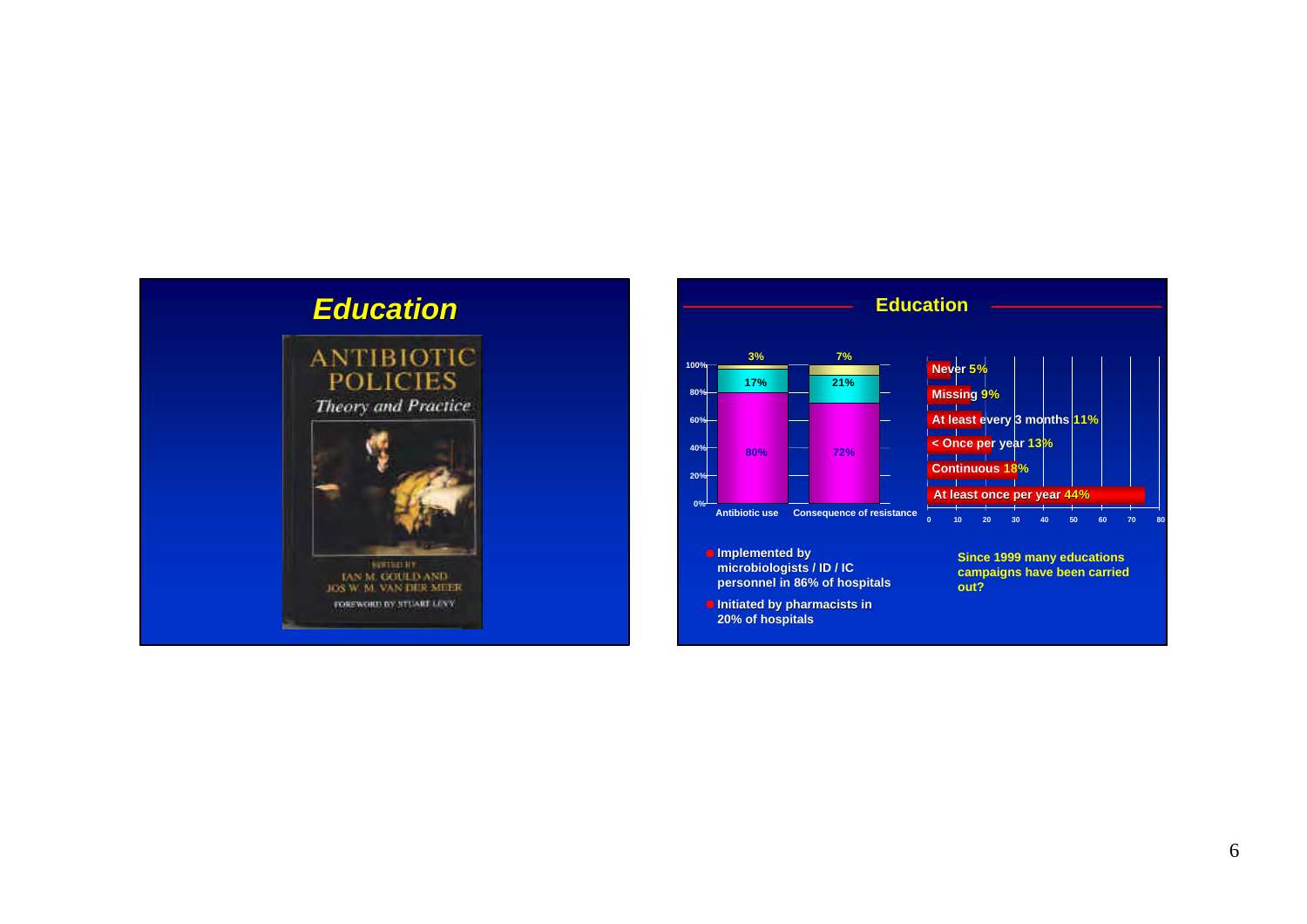## *Education*

ANTIBIOTIC POLICIES

*Theory and Practice*

EDITED BY
IAN M. GOULD AND
JOS W. M. VAN DER MEER

FOREWORD BY STUART LEVY

## Education

| | Antibiotic use | Consequence of resistance |
|---|---|---|
| | 3% | 7% |
| | 17% | 21% |
| | 80% | 72% |

| | % |
|---|---|
| Never | 5% |
| Missing | 9% |
| At least every 3 months | 11% |
| < Once per year | 13% |
| Continuous | 18% |
| At least once per year | 44% |

- Implemented by microbiologists / ID / IC personnel in 86% of hospitals
- Initiated by pharmacists in 20% of hospitals

Since 1999 many educations campaigns have been carried out?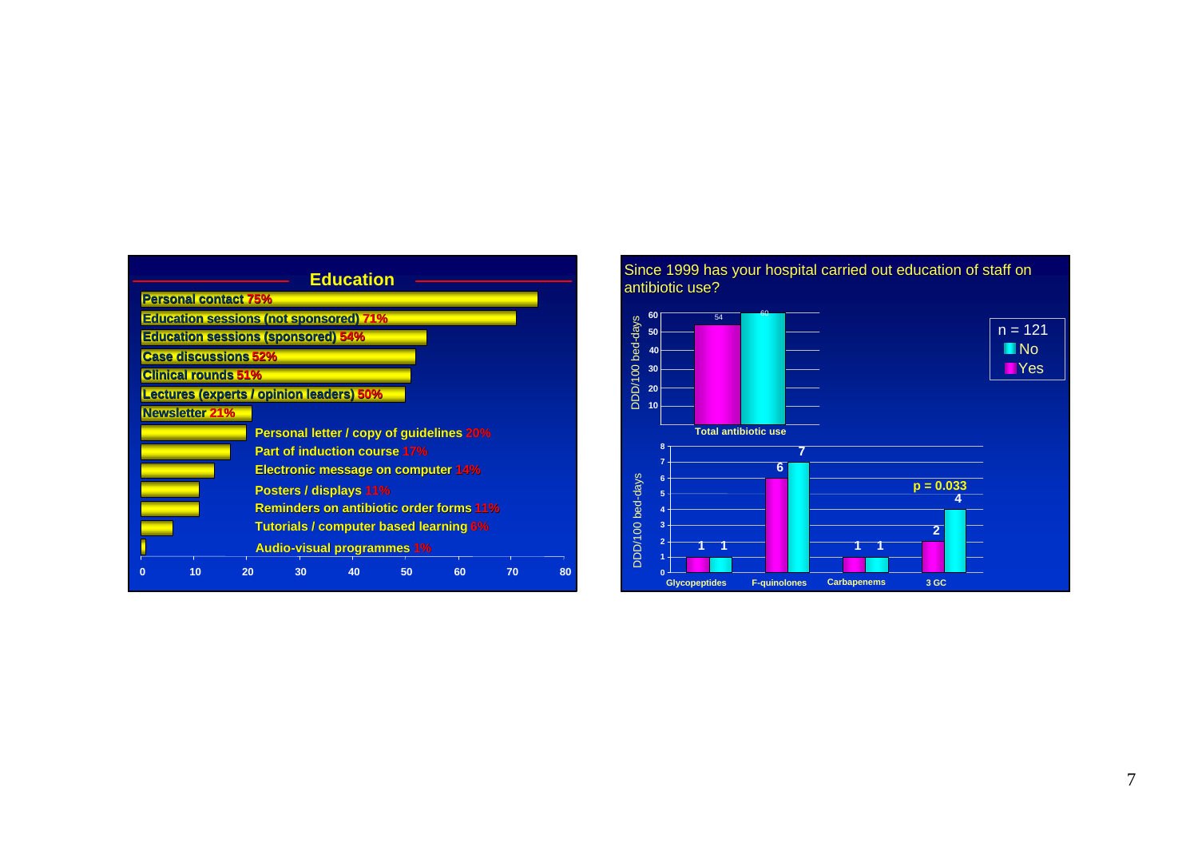## Education

| Education | % |
| --- | --- |
| Personal contact | 75% |
| Education sessions (not sponsored) | 71% |
| Education sessions (sponsored) | 54% |
| Case discussions | 52% |
| Clinical rounds | 51% |
| Lectures (experts / opinion leaders) | 50% |
| Newsletter | 21% |
| Personal letter / copy of guidelines | 20% |
| Part of induction course | 17% |
| Electronic message on computer | 14% |
| Posters / displays | 11% |
| Reminders on antibiotic order forms | 11% |
| Tutorials / computer based learning | 6% |
| Audio-visual programmes | 1% |

## Since 1999 has your hospital carried out education of staff on antibiotic use?

n = 121

DDD/100 bed-days

| | Yes | No |
| --- | --- | --- |
| Total antibiotic use | 54 | 60 |
| Glycopeptides | 1 | 1 |
| F-quinolones | 6 | 7 |
| Carbapenems | 1 | 1 |
| 3 GC | 2 | 4 |

3 GC: $p = 0.033$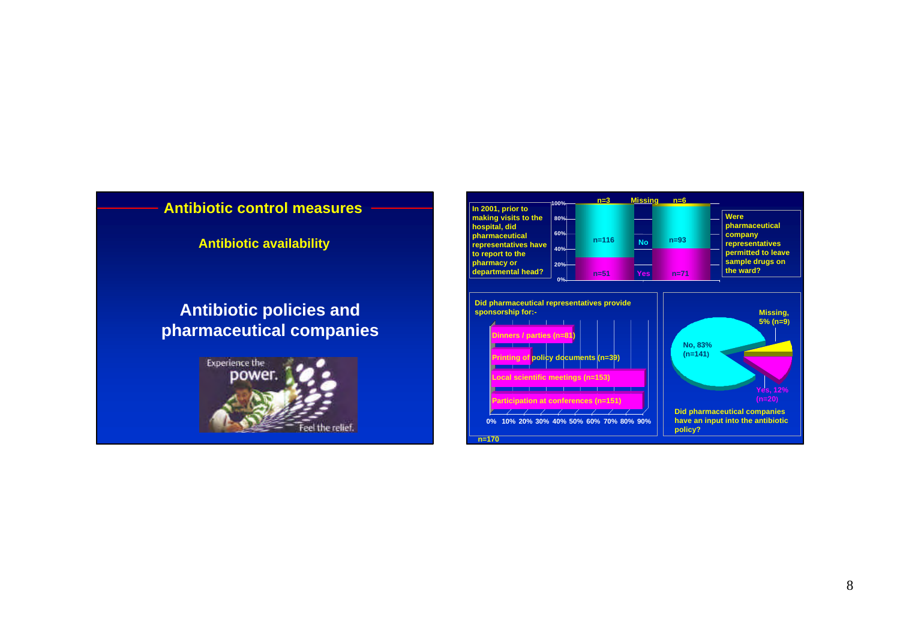## Antibiotic control measures

### Antibiotic availability

### Antibiotic policies and pharmaceutical companies

Experience the power. Feel the relief.

In 2001, prior to making visits to the hospital, did pharmaceutical representatives have to report to the pharmacy or departmental head?

Were pharmaceutical company representatives permitted to leave sample drugs on the ward?

| | Report to pharmacy / departmental head | Leave sample drugs on ward |
|---|---|---|
| Missing | n=3 | n=6 |
| No | n=116 | n=93 |
| Yes | n=51 | n=71 |

Did pharmaceutical representatives provide sponsorship for:-

- Dinners / parties (n=81)
- Printing of policy documents (n=39)
- Local scientific meetings (n=153)
- Participation at conferences (n=151)

n=170

Did pharmaceutical companies have an input into the antibiotic policy?

- No, 83% (n=141)
- Yes, 12% (n=20)
- Missing, 5% (n=9)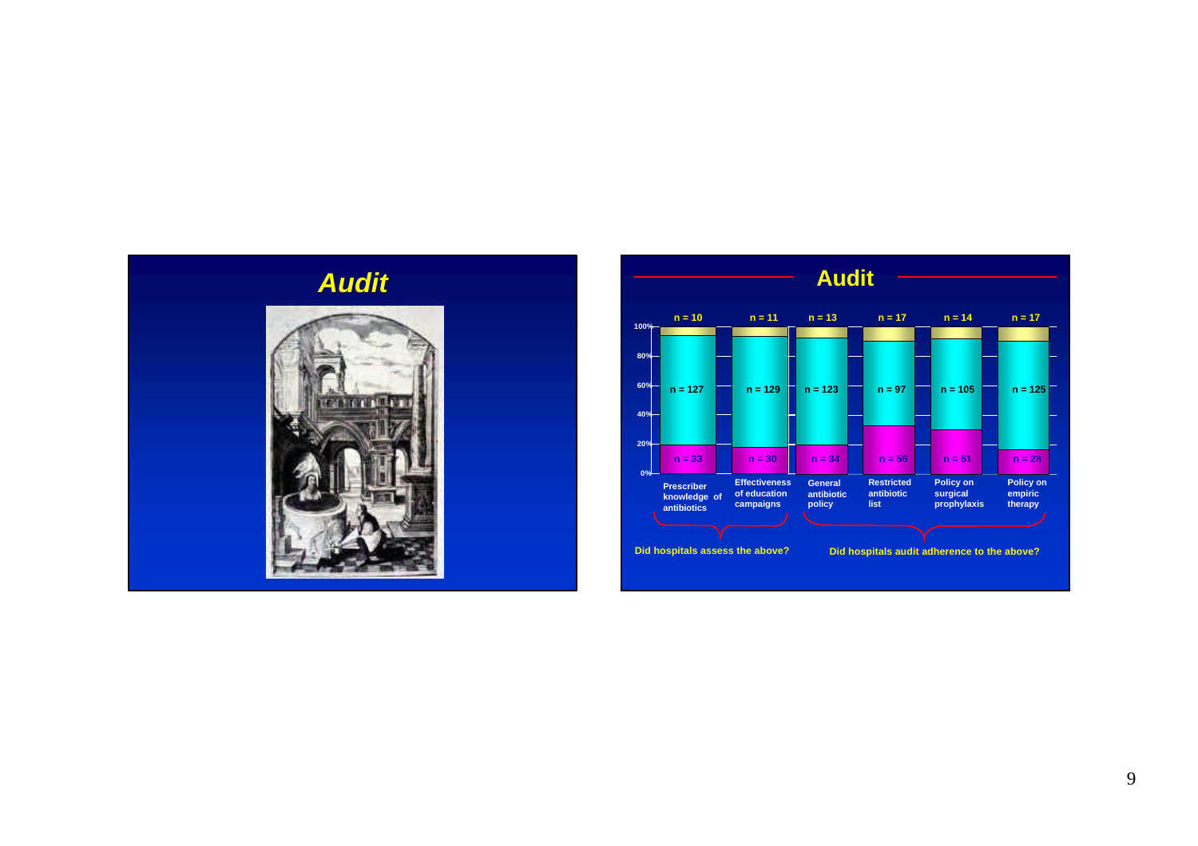# Audit

# Audit

| | Prescriber knowledge of antibiotics | Effectiveness of education campaigns | General antibiotic policy | Restricted antibiotic list | Policy on surgical prophylaxis | Policy on empiric therapy |
|---|---|---|---|---|---|---|
| Top (beige) | n = 10 | n = 11 | n = 13 | n = 17 | n = 14 | n = 17 |
| Middle (cyan) | n = 127 | n = 129 | n = 123 | n = 97 | n = 105 | n = 125 |
| Bottom (magenta) | n = 33 | n = 30 | n = 34 | n = 56 | n = 51 | n = 28 |

Y-axis: 0%, 20%, 40%, 60%, 80%, 100%

Did hospitals assess the above? (Prescriber knowledge of antibiotics; Effectiveness of education campaigns)

Did hospitals audit adherence to the above? (General antibiotic policy; Restricted antibiotic list; Policy on surgical prophylaxis; Policy on empiric therapy)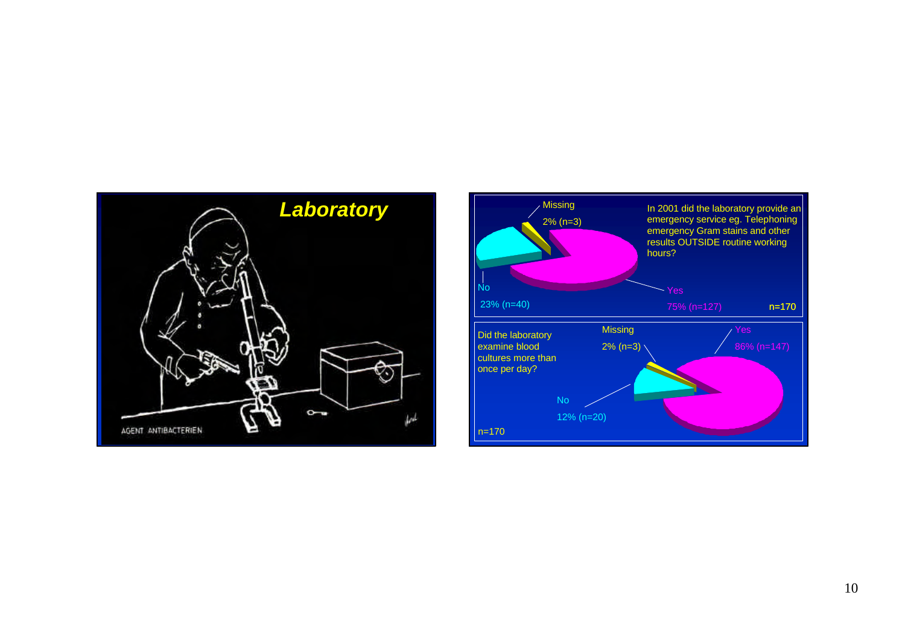## *Laboratory*

AGENT ANTIBACTERIEN

In 2001 did the laboratory provide an emergency service eg. Telephoning emergency Gram stains and other results OUTSIDE routine working hours?

- Missing 2% (n=3)
- No 23% (n=40)
- Yes 75% (n=127)

n=170

Did the laboratory examine blood cultures more than once per day?

- Missing 2% (n=3)
- Yes 86% (n=147)
- No 12% (n=20)

n=170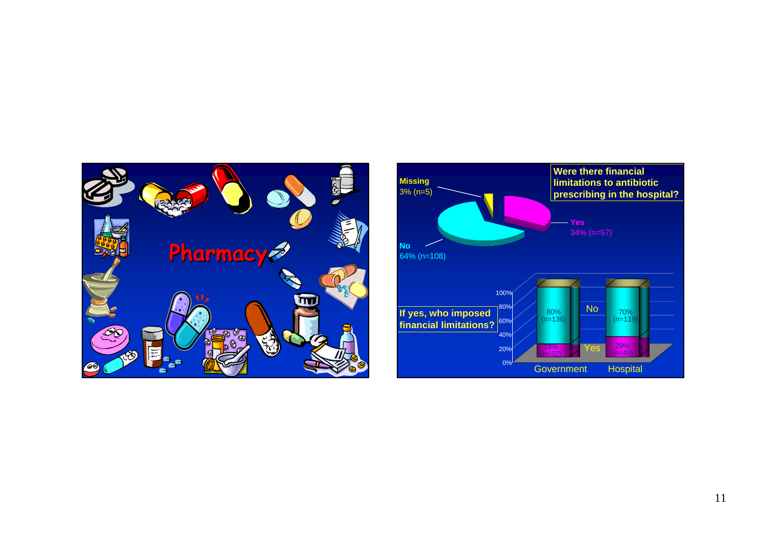# Pharmacy

**Were there financial limitations to antibiotic prescribing in the hospital?**

- **Missing** 3% (n=5)
- **Yes** 34% (n=57)
- **No** 64% (n=108)

**If yes, who imposed financial limitations?**

| | Government | Hospital |
|---|---|---|
| No | 80% (n=136) | 70% (n=119) |
| Yes | 19% (n=32) | 29% (n=49) |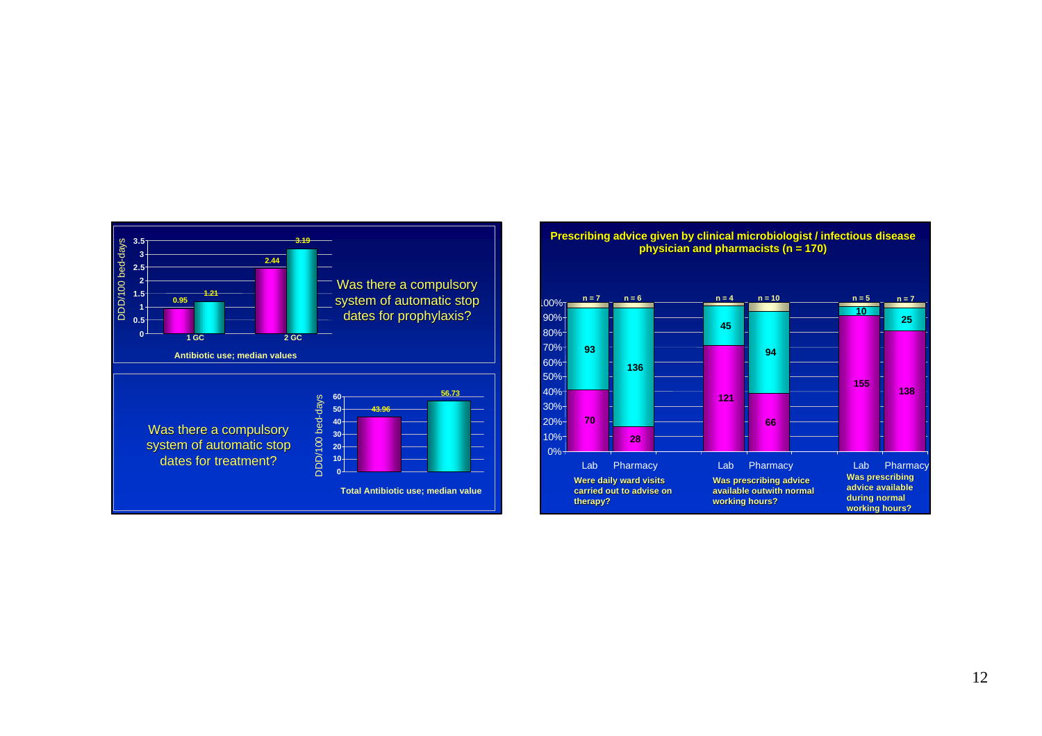Was there a compulsory system of automatic stop dates for prophylaxis?

Antibiotic use; median values (DDD/100 bed-days)

| | Bar 1 | Bar 2 |
|---|---|---|
| 1 GC | 0.95 | 1.21 |
| 2 GC | 2.44 | 3.19 |

Was there a compulsory system of automatic stop dates for treatment?

Total Antibiotic use; median value (DDD/100 bed-days)

| Bar 1 | Bar 2 |
|---|---|
| 43.96 | 56.73 |

**Prescribing advice given by clinical microbiologist / infectious disease physician and pharmacists (n = 170)**

| Question | Respondent | n (top segment) | Upper segment | Lower segment |
|---|---|---|---|---|
| Were daily ward visits carried out to advise on therapy? | Lab | n = 7 | 93 | 70 |
| | Pharmacy | n = 6 | 136 | 28 |
| Was prescribing advice available outwith normal working hours? | Lab | n = 4 | 45 | 121 |
| | Pharmacy | n = 10 | 94 | 66 |
| Was prescribing advice available during normal working hours? | Lab | n = 5 | 10 | 155 |
| | Pharmacy | n = 7 | 25 | 138 |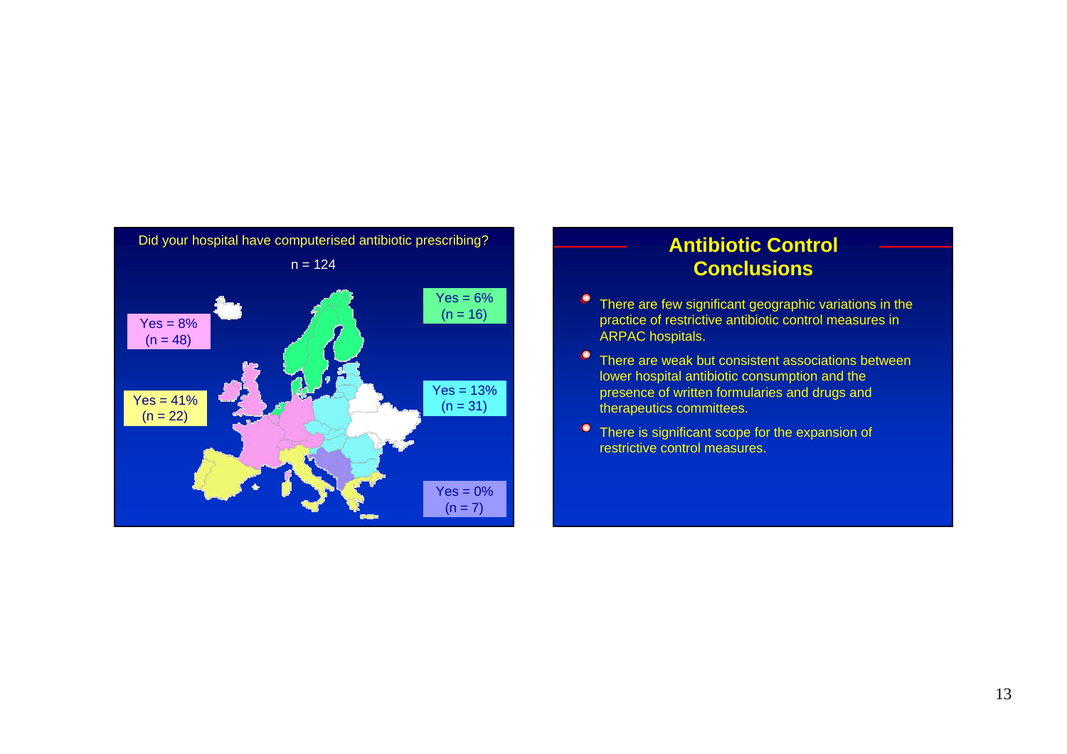Did your hospital have computerised antibiotic prescribing?

n = 124

- Yes = 8% (n = 48)
- Yes = 41% (n = 22)
- Yes = 6% (n = 16)
- Yes = 13% (n = 31)
- Yes = 0% (n = 7)

## Antibiotic Control Conclusions

- There are few significant geographic variations in the practice of restrictive antibiotic control measures in ARPAC hospitals.
- There are weak but consistent associations between lower hospital antibiotic consumption and the presence of written formularies and drugs and therapeutics committees.
- There is significant scope for the expansion of restrictive control measures.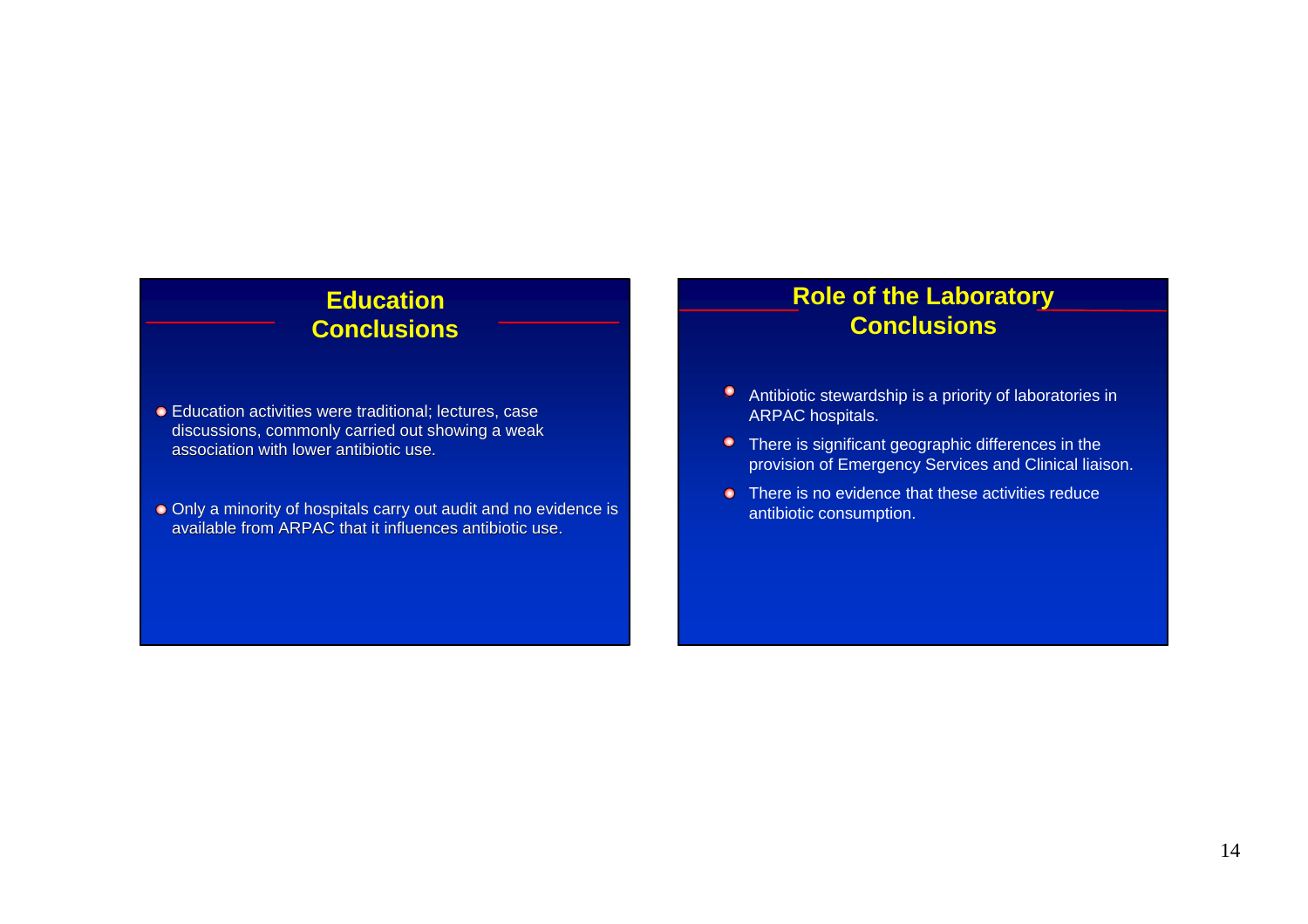## Education Conclusions

- Education activities were traditional; lectures, case discussions, commonly carried out showing a weak association with lower antibiotic use.
- Only a minority of hospitals carry out audit and no evidence is available from ARPAC that it influences antibiotic use.

## Role of the Laboratory Conclusions

- Antibiotic stewardship is a priority of laboratories in ARPAC hospitals.
- There is significant geographic differences in the provision of Emergency Services and Clinical liaison.
- There is no evidence that these activities reduce antibiotic consumption.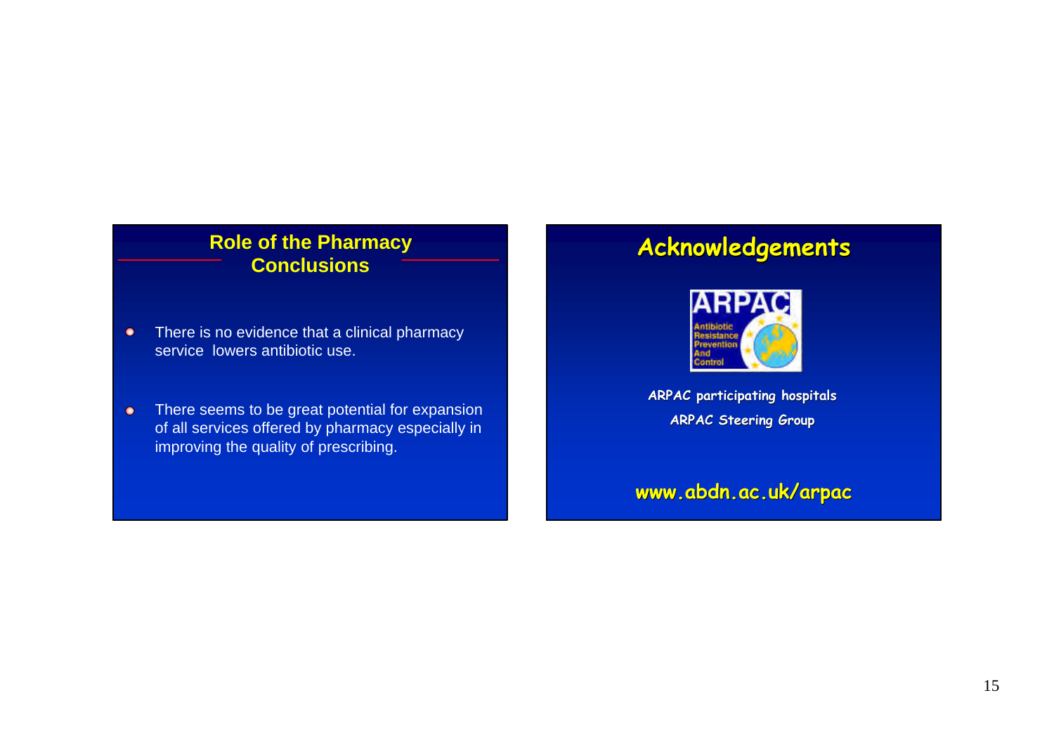## Role of the Pharmacy Conclusions

- There is no evidence that a clinical pharmacy service lowers antibiotic use.
- There seems to be great potential for expansion of all services offered by pharmacy especially in improving the quality of prescribing.

## Acknowledgements

ARPAC
Antibiotic Resistance Prevention And Control

**ARPAC participating hospitals**

**ARPAC Steering Group**

**www.abdn.ac.uk/arpac**